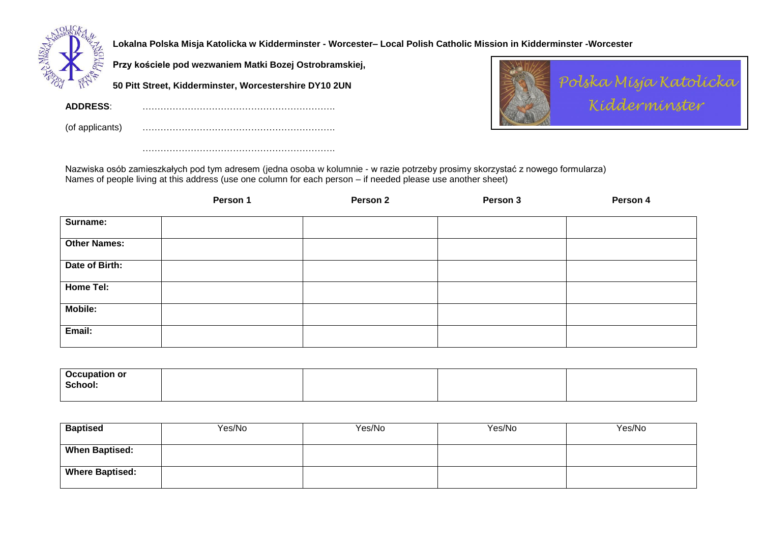**Lokalna Polska Misja Katolicka w Kidderminster - Worcester– Local Polish Catholic Mission in Kidderminster -Worcester**

**Przy kościele pod wezwaniem Matki Bozej Ostrobramskiej,**

**50 Pitt Street, Kidderminster, Worcestershire DY10 2UN**

Polska Misja Katolicka Kidderminster

**ADDRESS**: ……………………………………………………….

(of applicants) ……………………………………………………….

……………………………………………………….

Nazwiska osób zamieszkałych pod tym adresem (jedna osoba w kolumnie - w razie potrzeby prosimy skorzystać z nowego formularza)
Names of people living at this address (use one column for each person – if needed please use another sheet)

| | **Person 1** | **Person 2** | **Person 3** | **Person 4** |
|---|---|---|---|---|
| **Surname:** | | | | |
| **Other Names:** | | | | |
| **Date of Birth:** | | | | |
| **Home Tel:** | | | | |
| **Mobile:** | | | | |
| **Email:** | | | | |

| | | | | |
|---|---|---|---|---|
| **Occupation or School:** | | | | |

| | | | | |
|---|---|---|---|---|
| **Baptised** | Yes/No | Yes/No | Yes/No | Yes/No |
| **When Baptised:** | | | | |
| **Where Baptised:** | | | | |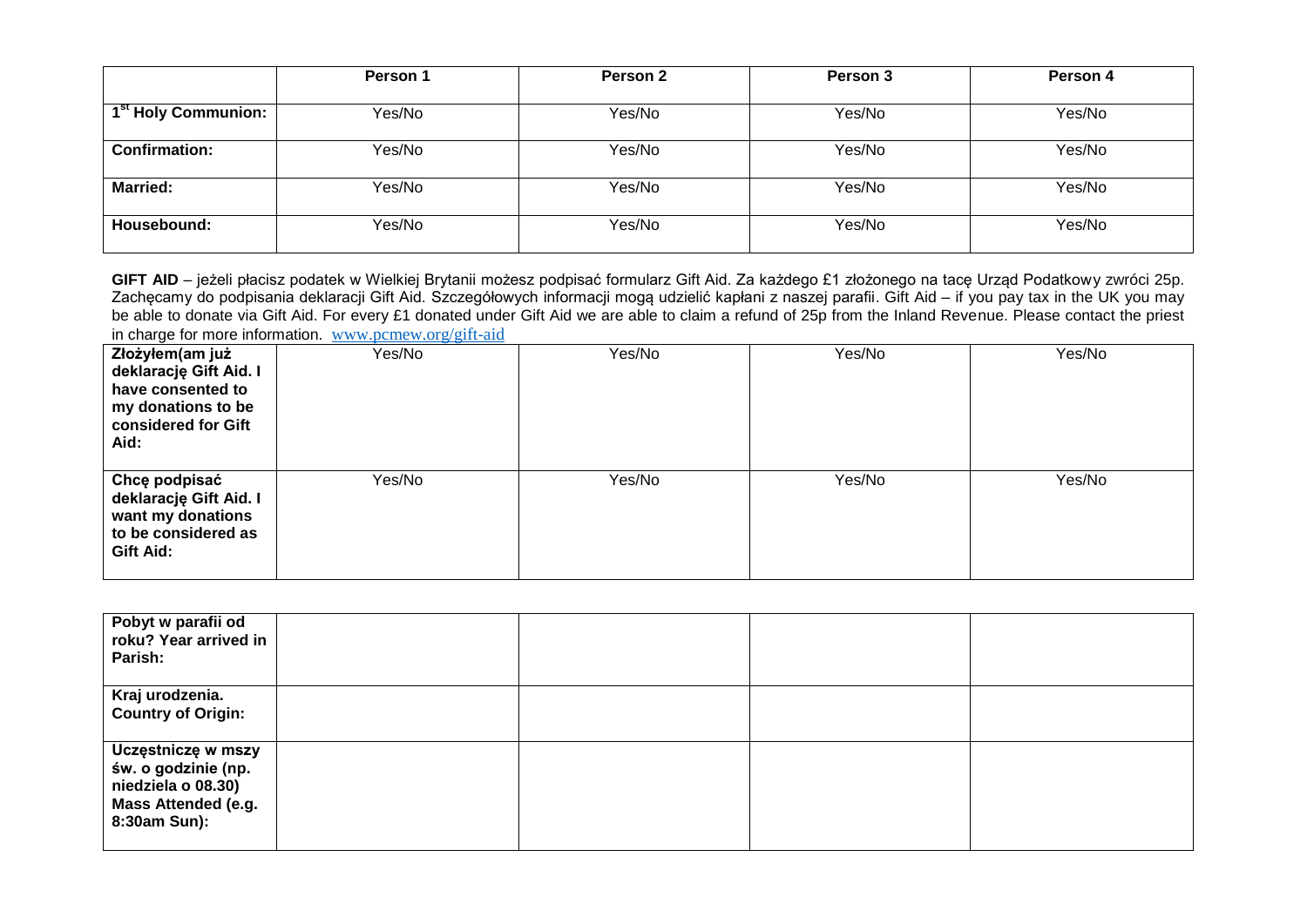| | Person 1 | Person 2 | Person 3 | Person 4 |
|---|---|---|---|---|
| **1st Holy Communion:** | Yes/No | Yes/No | Yes/No | Yes/No |
| **Confirmation:** | Yes/No | Yes/No | Yes/No | Yes/No |
| **Married:** | Yes/No | Yes/No | Yes/No | Yes/No |
| **Housebound:** | Yes/No | Yes/No | Yes/No | Yes/No |

**GIFT AID** – jeżeli płacisz podatek w Wielkiej Brytanii możesz podpisać formularz Gift Aid. Za każdego £1 złożonego na tacę Urząd Podatkowy zwróci 25p. Zachęcamy do podpisania deklaracji Gift Aid. Szczegółowych informacji mogą udzielić kapłani z naszej parafii. Gift Aid – if you pay tax in the UK you may be able to donate via Gift Aid. For every £1 donated under Gift Aid we are able to claim a refund of 25p from the Inland Revenue. Please contact the priest in charge for more information. www.pcmew.org/gift-aid

| | | | | |
|---|---|---|---|---|
| **Złożyłem(am już deklarację Gift Aid. I have consented to my donations to be considered for Gift Aid:** | Yes/No | Yes/No | Yes/No | Yes/No |
| **Chcę podpisać deklarację Gift Aid. I want my donations to be considered as Gift Aid:** | Yes/No | Yes/No | Yes/No | Yes/No |

| | | | | |
|---|---|---|---|---|
| **Pobyt w parafii od roku? Year arrived in Parish:** | | | | |
| **Kraj urodzenia. Country of Origin:** | | | | |
| **Uczęstniczę w mszy św. o godzinie (np. niedziela o 08.30) Mass Attended (e.g. 8:30am Sun):** | | | | |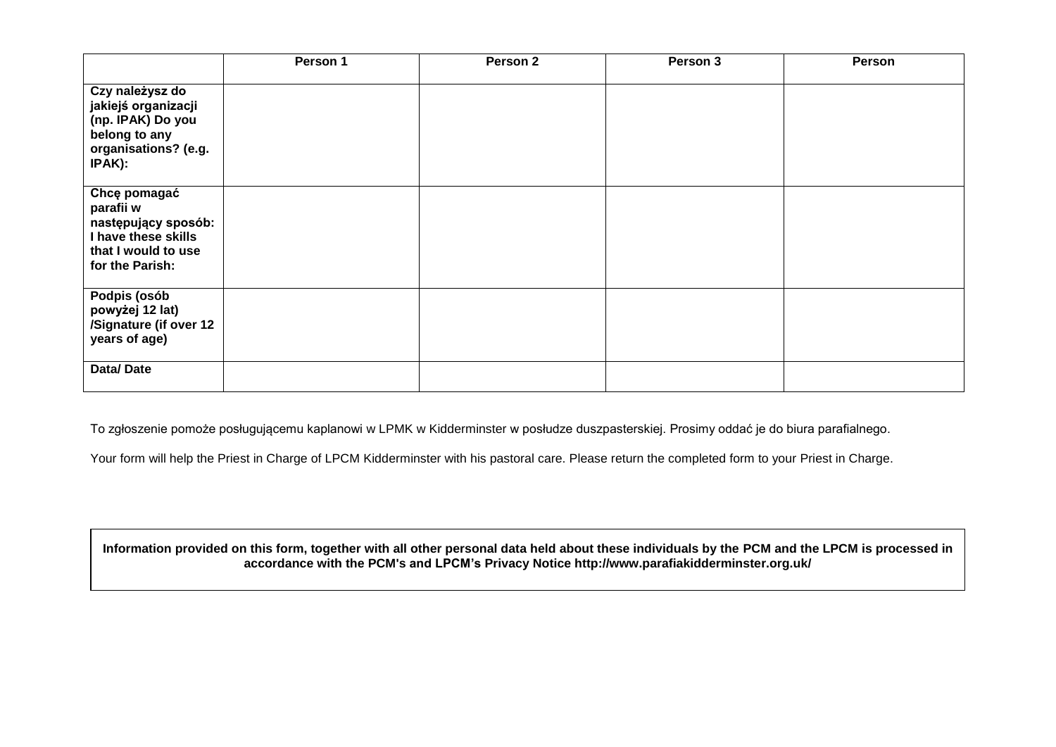| | Person 1 | Person 2 | Person 3 | Person |
|---|---|---|---|---|
| **Czy należysz do jakiejś organizacji (np. IPAK) Do you belong to any organisations? (e.g. IPAK):** | | | | |
| **Chcę pomagać parafii w następujący sposób: I have these skills that I would to use for the Parish:** | | | | |
| **Podpis (osób powyżej 12 lat) /Signature (if over 12 years of age)** | | | | |
| **Data/ Date** | | | | |

To zgłoszenie pomoże posługującemu kaplanowi w LPMK w Kidderminster w posłudze duszpasterskiej. Prosimy oddać je do biura parafialnego.

Your form will help the Priest in Charge of LPCM Kidderminster with his pastoral care. Please return the completed form to your Priest in Charge.

**Information provided on this form, together with all other personal data held about these individuals by the PCM and the LPCM is processed in accordance with the PCM's and LPCM's Privacy Notice http://www.parafiakidderminster.org.uk/**